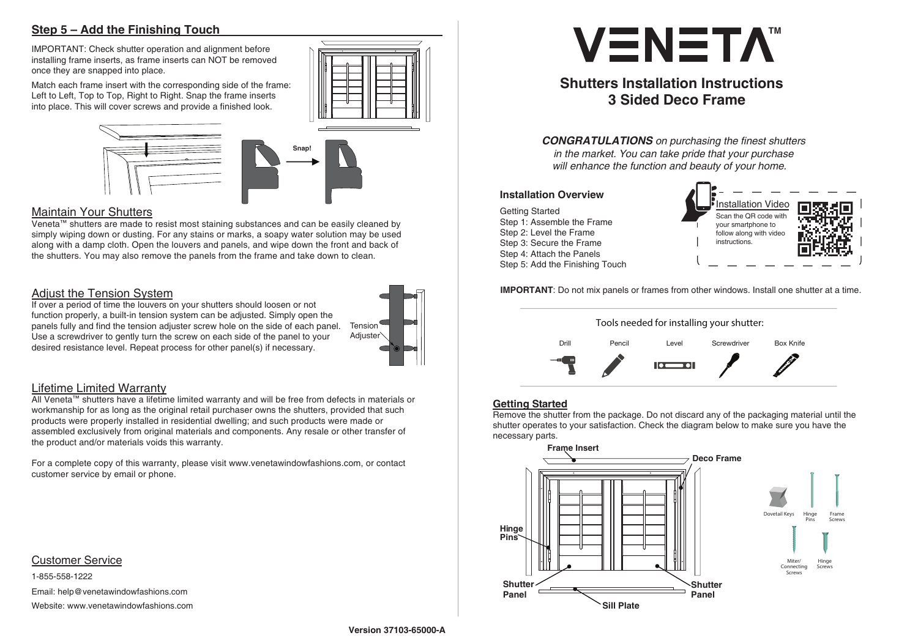## Step 5 – Add the Finishing Touch

IMPORTANT: Check shutter operation and alignment before installing frame inserts, as frame inserts can NOT be removed once they are snapped into place.

Match each frame insert with the corresponding side of the frame: Left to Left, Top to Top, Right to Right. Snap the frame inserts into place. This will cover screws and provide a finished look.

Snap!

## Maintain Your Shutters

Veneta™ shutters are made to resist most staining substances and can be easily cleaned by simply wiping down or dusting. For any stains or marks, a soapy water solution may be used along with a damp cloth. Open the louvers and panels, and wipe down the front and back of the shutters. You may also remove the panels from the frame and take down to clean.

## Adjust the Tension System

If over a period of time the louvers on your shutters should loosen or not function properly, a built-in tension system can be adjusted. Simply open the panels fully and find the tension adjuster screw hole on the side of each panel. Use a screwdriver to gently turn the screw on each side of the panel to your desired resistance level. Repeat process for other panel(s) if necessary.

Tension Adjuster

## Lifetime Limited Warranty

All Veneta™ shutters have a lifetime limited warranty and will be free from defects in materials or workmanship for as long as the original retail purchaser owns the shutters, provided that such products were properly installed in residential dwelling; and such products were made or assembled exclusively from original materials and components. Any resale or other transfer of the product and/or materials voids this warranty.

For a complete copy of this warranty, please visit www.venetawindowfashions.com, or contact customer service by email or phone.

## Customer Service

1-855-558-1222

Email: help@venetawindowfashions.com

Website: www.venetawindowfashions.com

Version 37103-65000-A

# VENETA™

# Shutters Installation Instructions
# 3 Sided Deco Frame

***CONGRATULATIONS*** *on purchasing the finest shutters in the market. You can take pride that your purchase will enhance the function and beauty of your home.*

### Installation Overview

Getting Started
Step 1: Assemble the Frame
Step 2: Level the Frame
Step 3: Secure the Frame
Step 4: Attach the Panels
Step 5: Add the Finishing Touch

Installation Video
Scan the QR code with your smartphone to follow along with video instructions.

**IMPORTANT**: Do not mix panels or frames from other windows. Install one shutter at a time.

Tools needed for installing your shutter:

Drill | Pencil | Level | Screwdriver | Box Knife

## Getting Started

Remove the shutter from the package. Do not discard any of the packaging material until the shutter operates to your satisfaction. Check the diagram below to make sure you have the necessary parts.

**Frame Insert**
**Deco Frame**
**Hinge Pins**
**Shutter Panel**
**Shutter Panel**
**Sill Plate**

Dovetail Keys | Hinge Pins | Frame Screws | Miter/Connecting Screws | Hinge Screws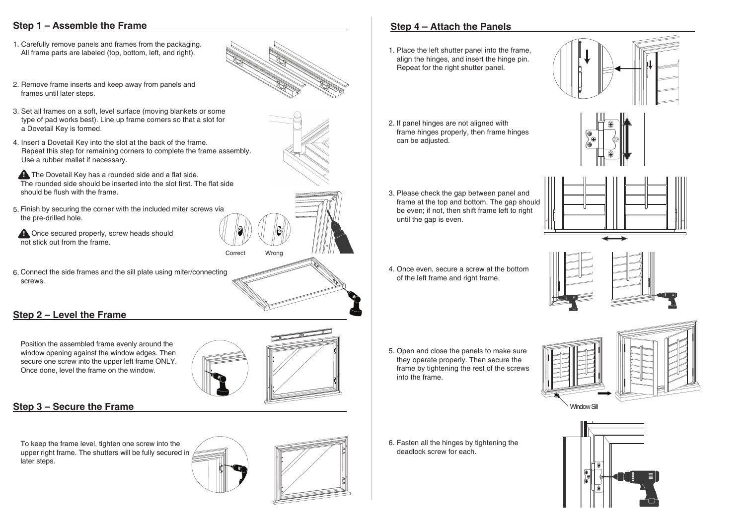## Step 1 – Assemble the Frame

1. Carefully remove panels and frames from the packaging. All frame parts are labeled (top, bottom, left, and right).

2. Remove frame inserts and keep away from panels and frames until later steps.

3. Set all frames on a soft, level surface (moving blankets or some type of pad works best). Line up frame corners so that a slot for a Dovetail Key is formed.

4. Insert a Dovetail Key into the slot at the back of the frame. Repeat this step for remaining corners to complete the frame assembly. Use a rubber mallet if necessary.

⚠ The Dovetail Key has a rounded side and a flat side. The rounded side should be inserted into the slot first. The flat side should be flush with the frame.

5. Finish by securing the corner with the included miter screws via the pre-drilled hole.

⚠ Once secured properly, screw heads should not stick out from the frame.

Correct Wrong

6. Connect the side frames and the sill plate using miter/connecting screws.

## Step 2 – Level the Frame

Position the assembled frame evenly around the window opening against the window edges. Then secure one screw into the upper left frame ONLY. Once done, level the frame on the window.

## Step 3 – Secure the Frame

To keep the frame level, tighten one screw into the upper right frame. The shutters will be fully secured in later steps.

## Step 4 – Attach the Panels

1. Place the left shutter panel into the frame, align the hinges, and insert the hinge pin. Repeat for the right shutter panel.

2. If panel hinges are not aligned with frame hinges properly, then frame hinges can be adjusted.

3. Please check the gap between panel and frame at the top and bottom. The gap should be even; if not, then shift frame left to right until the gap is even.

4. Once even, secure a screw at the bottom of the left frame and right frame.

5. Open and close the panels to make sure they operate properly. Then secure the frame by tightening the rest of the screws into the frame.

Window Sill

6. Fasten all the hinges by tightening the deadlock screw for each.